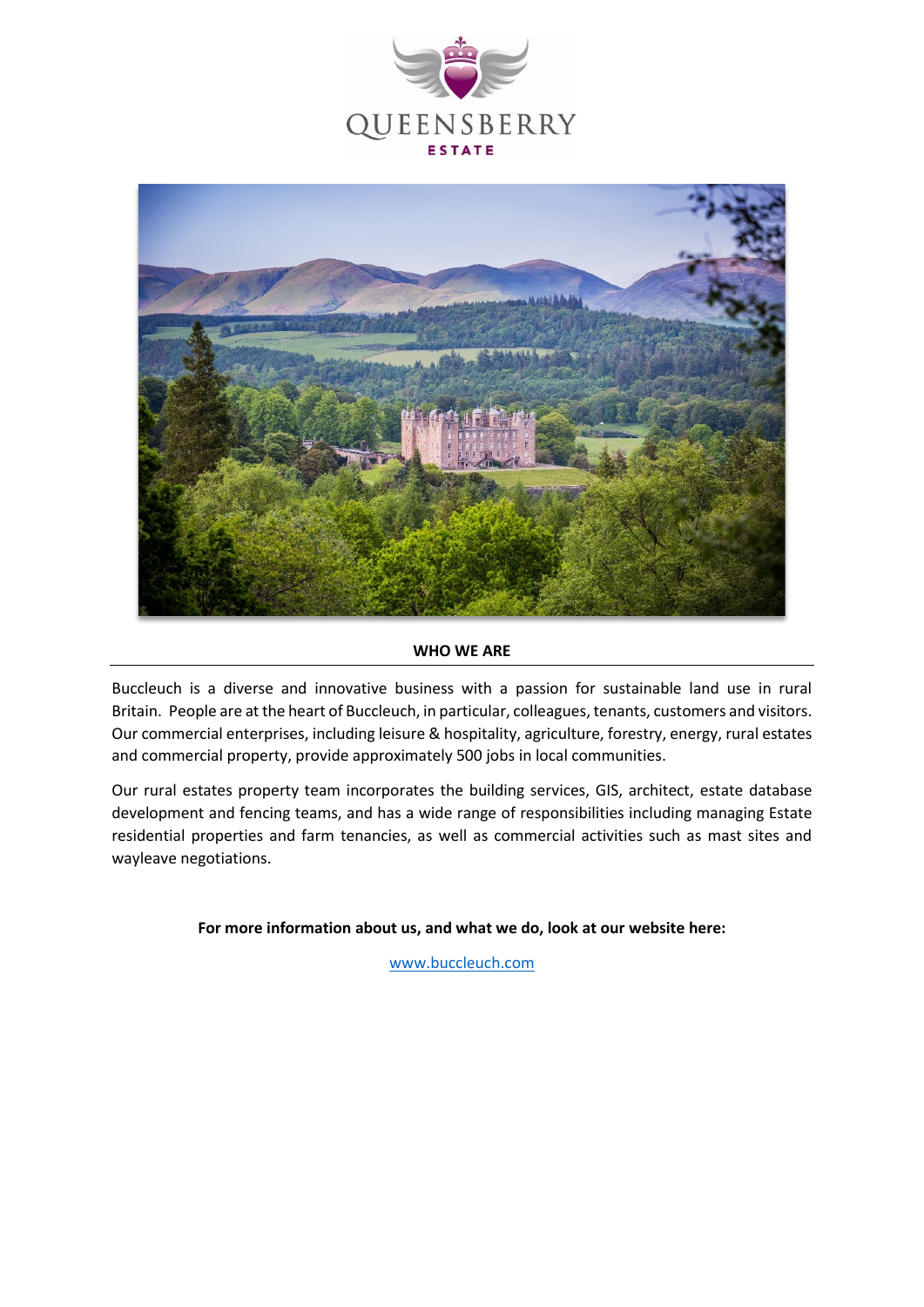## WHO WE ARE

Buccleuch is a diverse and innovative business with a passion for sustainable land use in rural Britain. People are at the heart of Buccleuch, in particular, colleagues, tenants, customers and visitors. Our commercial enterprises, including leisure & hospitality, agriculture, forestry, energy, rural estates and commercial property, provide approximately 500 jobs in local communities.

Our rural estates property team incorporates the building services, GIS, architect, estate database development and fencing teams, and has a wide range of responsibilities including managing Estate residential properties and farm tenancies, as well as commercial activities such as mast sites and wayleave negotiations.

**For more information about us, and what we do, look at our website here:**

www.buccleuch.com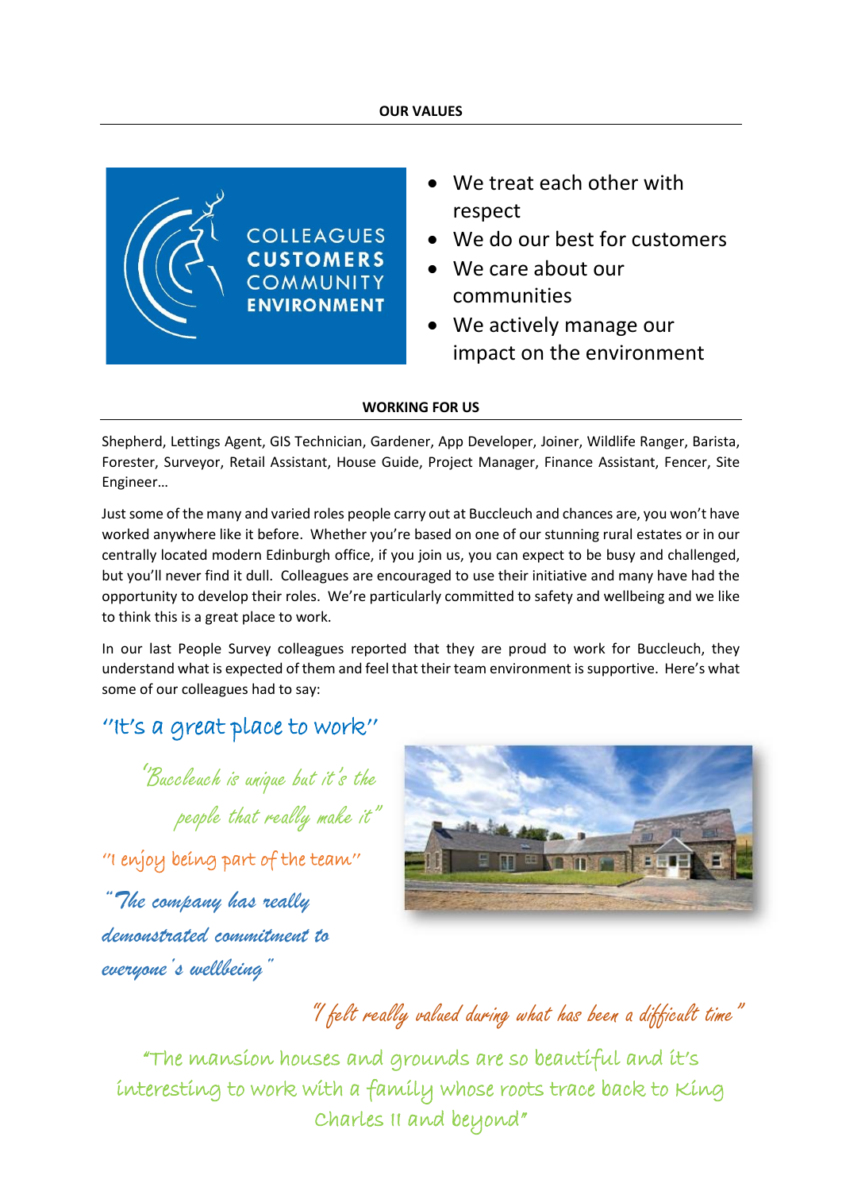## OUR VALUES

COLLEAGUES
CUSTOMERS
COMMUNITY
ENVIRONMENT

- We treat each other with respect
- We do our best for customers
- We care about our communities
- We actively manage our impact on the environment

## WORKING FOR US

Shepherd, Lettings Agent, GIS Technician, Gardener, App Developer, Joiner, Wildlife Ranger, Barista, Forester, Surveyor, Retail Assistant, House Guide, Project Manager, Finance Assistant, Fencer, Site Engineer…

Just some of the many and varied roles people carry out at Buccleuch and chances are, you won't have worked anywhere like it before. Whether you're based on one of our stunning rural estates or in our centrally located modern Edinburgh office, if you join us, you can expect to be busy and challenged, but you'll never find it dull. Colleagues are encouraged to use their initiative and many have had the opportunity to develop their roles. We're particularly committed to safety and wellbeing and we like to think this is a great place to work.

In our last People Survey colleagues reported that they are proud to work for Buccleuch, they understand what is expected of them and feel that their team environment is supportive. Here's what some of our colleagues had to say:

"It's a great place to work"

"Buccleuch is unique but it's the people that really make it"

"I enjoy being part of the team"

"The company has really demonstrated commitment to everyone's wellbeing"

"I felt really valued during what has been a difficult time"

"The mansion houses and grounds are so beautiful and it's interesting to work with a family whose roots trace back to King Charles II and beyond"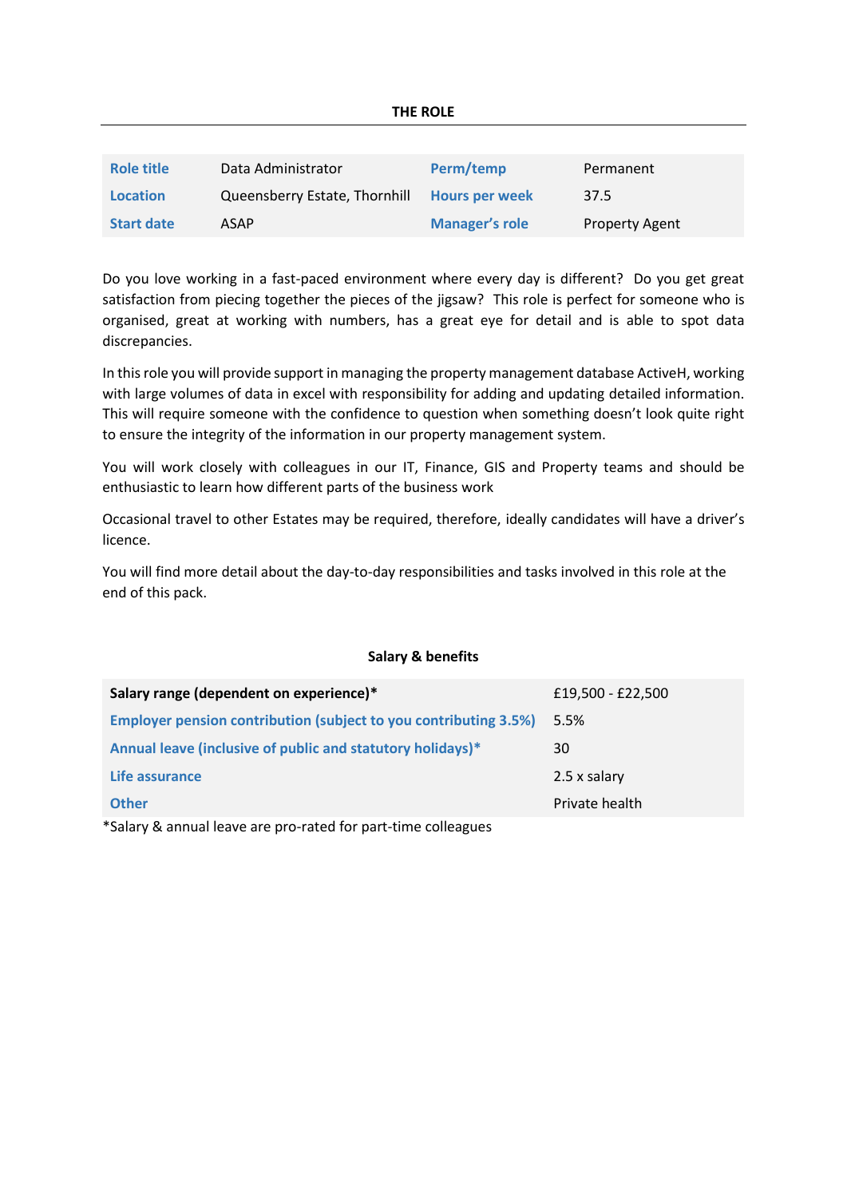## THE ROLE

| Role title | Data Administrator | Perm/temp | Permanent |
|---|---|---|---|
| Location | Queensberry Estate, Thornhill | Hours per week | 37.5 |
| Start date | ASAP | Manager's role | Property Agent |

Do you love working in a fast-paced environment where every day is different? Do you get great satisfaction from piecing together the pieces of the jigsaw? This role is perfect for someone who is organised, great at working with numbers, has a great eye for detail and is able to spot data discrepancies.

In this role you will provide support in managing the property management database ActiveH, working with large volumes of data in excel with responsibility for adding and updating detailed information. This will require someone with the confidence to question when something doesn't look quite right to ensure the integrity of the information in our property management system.

You will work closely with colleagues in our IT, Finance, GIS and Property teams and should be enthusiastic to learn how different parts of the business work

Occasional travel to other Estates may be required, therefore, ideally candidates will have a driver's licence.

You will find more detail about the day-to-day responsibilities and tasks involved in this role at the end of this pack.

### Salary & benefits

| Salary range (dependent on experience)* | £19,500 - £22,500 |
|---|---|
| Employer pension contribution (subject to you contributing 3.5%) | 5.5% |
| Annual leave (inclusive of public and statutory holidays)* | 30 |
| Life assurance | 2.5 x salary |
| Other | Private health |

*Salary & annual leave are pro-rated for part-time colleagues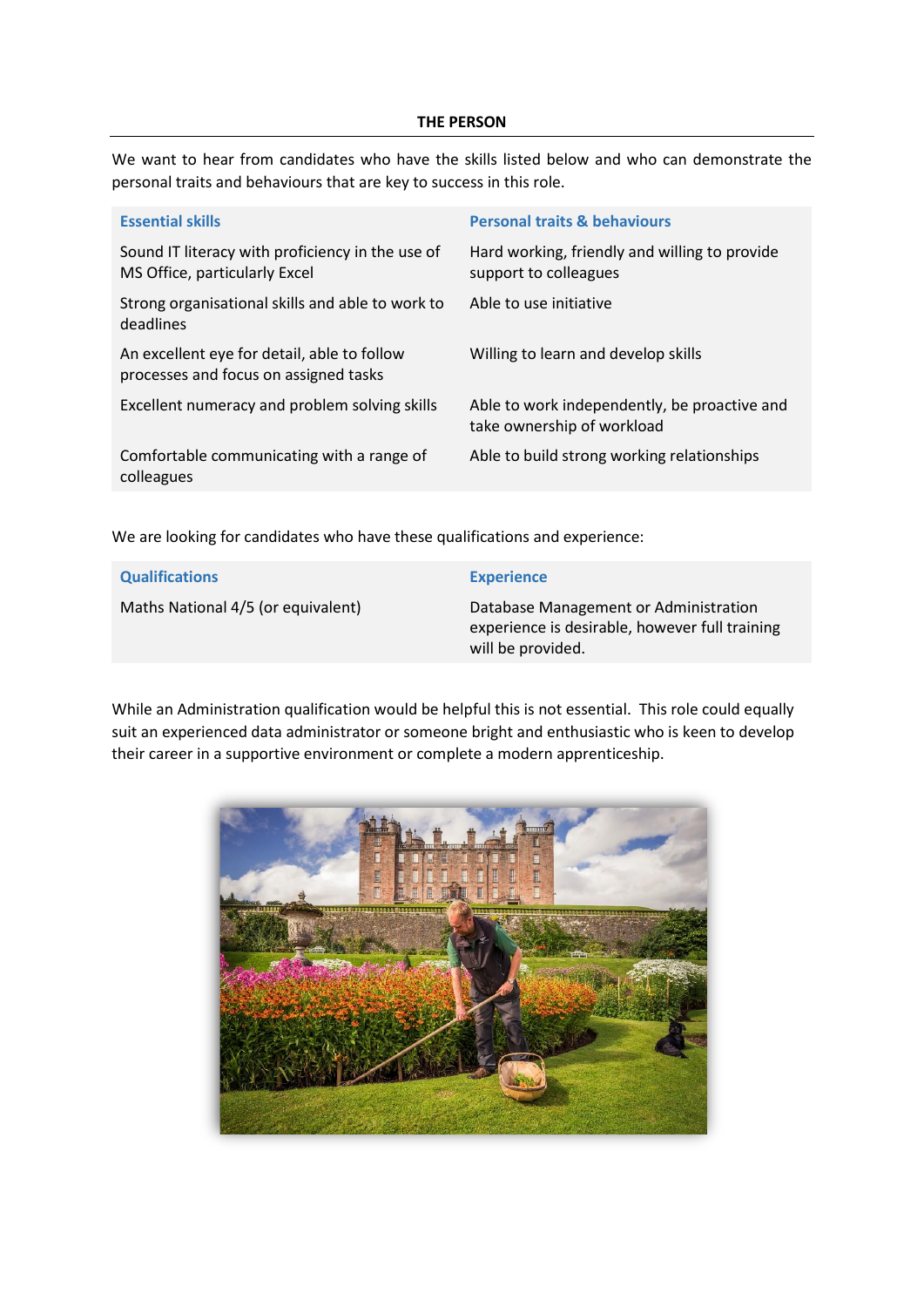## THE PERSON

We want to hear from candidates who have the skills listed below and who can demonstrate the personal traits and behaviours that are key to success in this role.

| Essential skills | Personal traits & behaviours |
| --- | --- |
| Sound IT literacy with proficiency in the use of MS Office, particularly Excel | Hard working, friendly and willing to provide support to colleagues |
| Strong organisational skills and able to work to deadlines | Able to use initiative |
| An excellent eye for detail, able to follow processes and focus on assigned tasks | Willing to learn and develop skills |
| Excellent numeracy and problem solving skills | Able to work independently, be proactive and take ownership of workload |
| Comfortable communicating with a range of colleagues | Able to build strong working relationships |

We are looking for candidates who have these qualifications and experience:

| Qualifications | Experience |
| --- | --- |
| Maths National 4/5 (or equivalent) | Database Management or Administration experience is desirable, however full training will be provided. |

While an Administration qualification would be helpful this is not essential. This role could equally suit an experienced data administrator or someone bright and enthusiastic who is keen to develop their career in a supportive environment or complete a modern apprenticeship.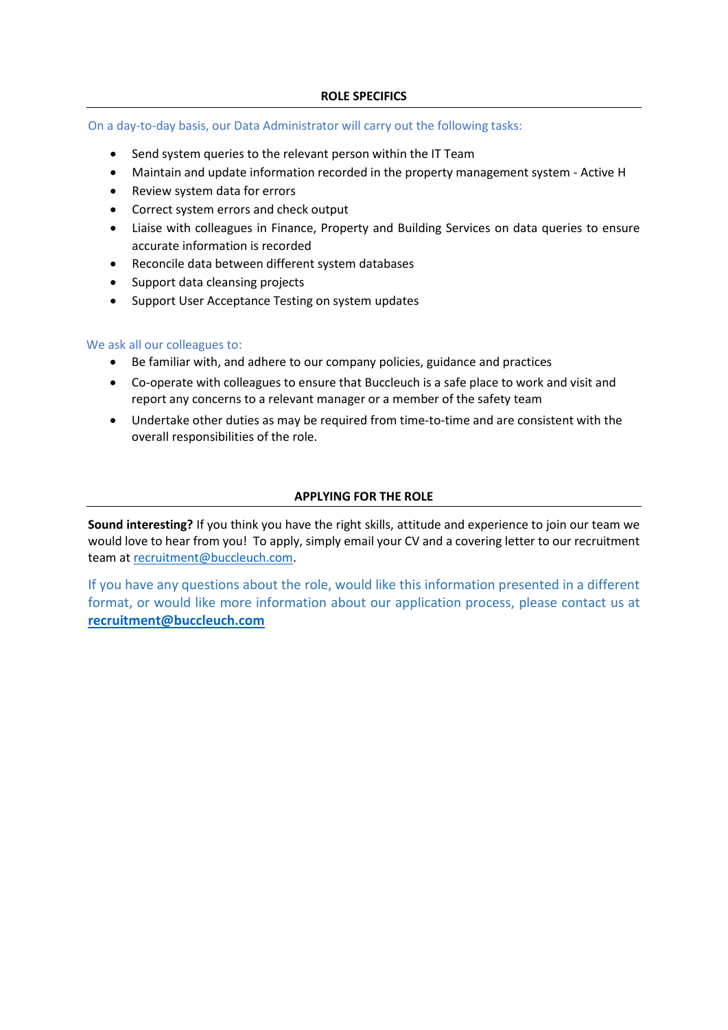## ROLE SPECIFICS

On a day-to-day basis, our Data Administrator will carry out the following tasks:

- Send system queries to the relevant person within the IT Team
- Maintain and update information recorded in the property management system - Active H
- Review system data for errors
- Correct system errors and check output
- Liaise with colleagues in Finance, Property and Building Services on data queries to ensure accurate information is recorded
- Reconcile data between different system databases
- Support data cleansing projects
- Support User Acceptance Testing on system updates

We ask all our colleagues to:

- Be familiar with, and adhere to our company policies, guidance and practices
- Co-operate with colleagues to ensure that Buccleuch is a safe place to work and visit and report any concerns to a relevant manager or a member of the safety team
- Undertake other duties as may be required from time-to-time and are consistent with the overall responsibilities of the role.

## APPLYING FOR THE ROLE

**Sound interesting?** If you think you have the right skills, attitude and experience to join our team we would love to hear from you! To apply, simply email your CV and a covering letter to our recruitment team at recruitment@buccleuch.com.

If you have any questions about the role, would like this information presented in a different format, or would like more information about our application process, please contact us at **recruitment@buccleuch.com**